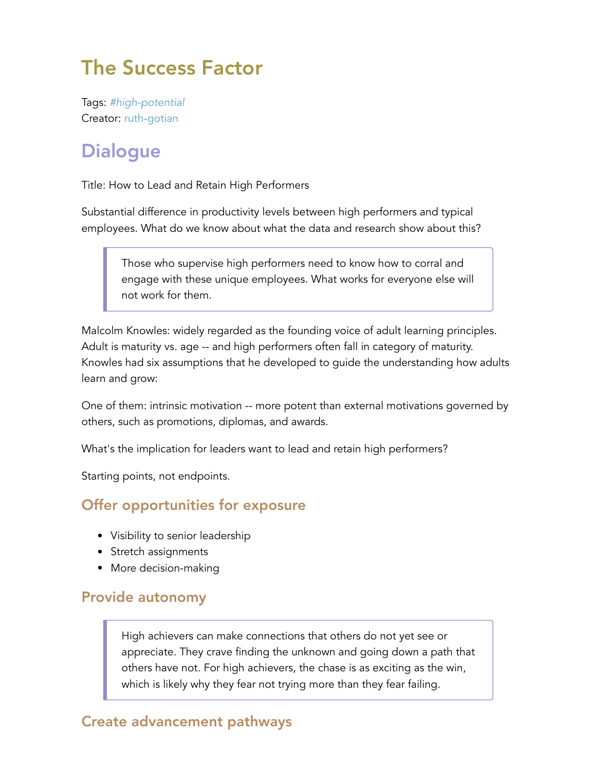# The Success Factor

Tags: *#high-potential*
Creator: ruth-gotian

## Dialogue

Title: How to Lead and Retain High Performers

Substantial difference in productivity levels between high performers and typical employees. What do we know about what the data and research show about this?

> Those who supervise high performers need to know how to corral and engage with these unique employees. What works for everyone else will not work for them.

Malcolm Knowles: widely regarded as the founding voice of adult learning principles. Adult is maturity vs. age -- and high performers often fall in category of maturity. Knowles had six assumptions that he developed to guide the understanding how adults learn and grow:

One of them: intrinsic motivation -- more potent than external motivations governed by others, such as promotions, diplomas, and awards.

What's the implication for leaders want to lead and retain high performers?

Starting points, not endpoints.

### Offer opportunities for exposure

- Visibility to senior leadership
- Stretch assignments
- More decision-making

### Provide autonomy

> High achievers can make connections that others do not yet see or appreciate. They crave finding the unknown and going down a path that others have not. For high achievers, the chase is as exciting as the win, which is likely why they fear not trying more than they fear failing.

### Create advancement pathways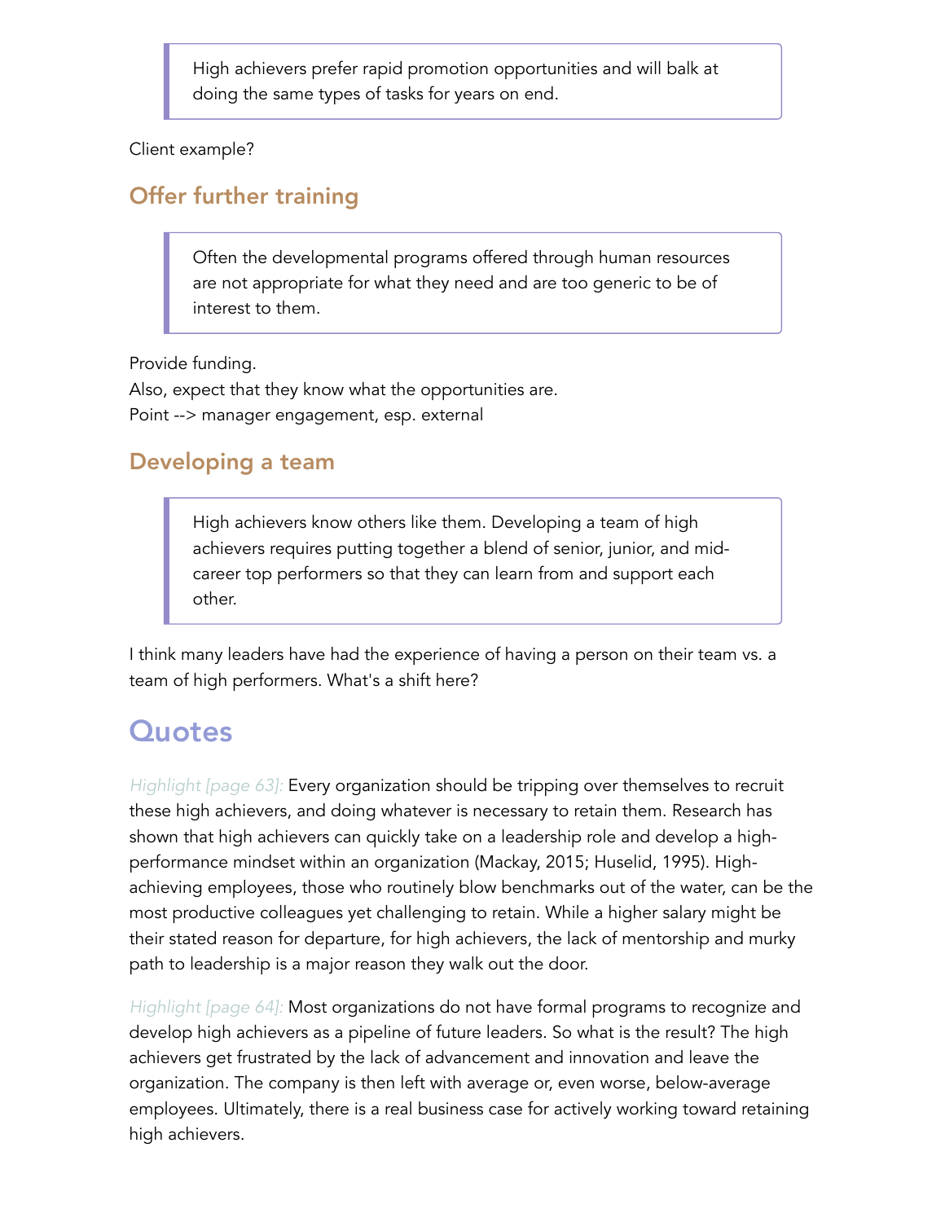> High achievers prefer rapid promotion opportunities and will balk at doing the same types of tasks for years on end.

Client example?

### Offer further training

> Often the developmental programs offered through human resources are not appropriate for what they need and are too generic to be of interest to them.

Provide funding.
Also, expect that they know what the opportunities are.
Point --> manager engagement, esp. external

### Developing a team

> High achievers know others like them. Developing a team of high achievers requires putting together a blend of senior, junior, and mid-career top performers so that they can learn from and support each other.

I think many leaders have had the experience of having a person on their team vs. a team of high performers. What's a shift here?

## Quotes

*Highlight [page 63]:* Every organization should be tripping over themselves to recruit these high achievers, and doing whatever is necessary to retain them. Research has shown that high achievers can quickly take on a leadership role and develop a high-performance mindset within an organization (Mackay, 2015; Huselid, 1995). High-achieving employees, those who routinely blow benchmarks out of the water, can be the most productive colleagues yet challenging to retain. While a higher salary might be their stated reason for departure, for high achievers, the lack of mentorship and murky path to leadership is a major reason they walk out the door.

*Highlight [page 64]:* Most organizations do not have formal programs to recognize and develop high achievers as a pipeline of future leaders. So what is the result? The high achievers get frustrated by the lack of advancement and innovation and leave the organization. The company is then left with average or, even worse, below-average employees. Ultimately, there is a real business case for actively working toward retaining high achievers.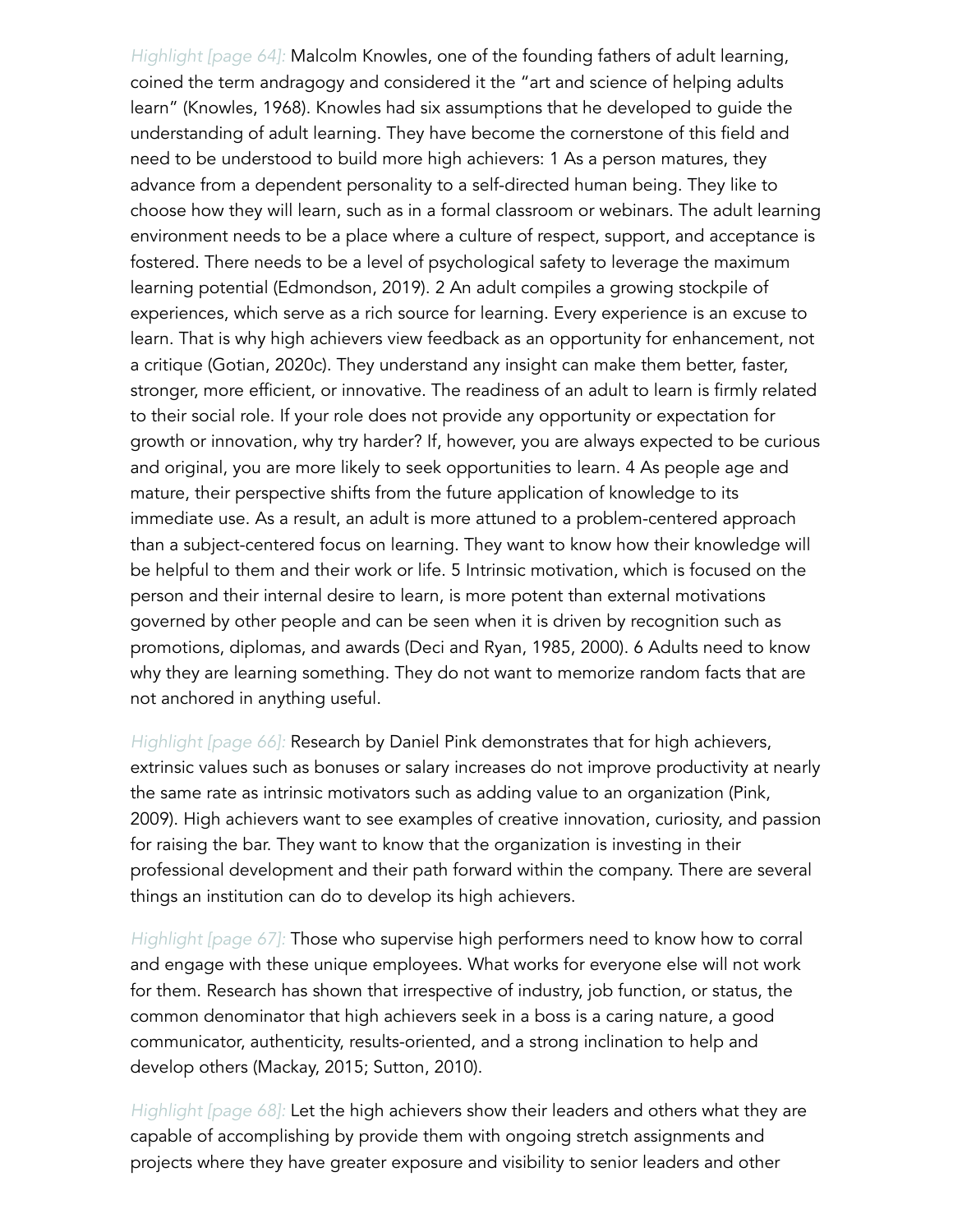*Highlight [page 64]:* Malcolm Knowles, one of the founding fathers of adult learning, coined the term andragogy and considered it the "art and science of helping adults learn" (Knowles, 1968). Knowles had six assumptions that he developed to guide the understanding of adult learning. They have become the cornerstone of this field and need to be understood to build more high achievers: 1 As a person matures, they advance from a dependent personality to a self-directed human being. They like to choose how they will learn, such as in a formal classroom or webinars. The adult learning environment needs to be a place where a culture of respect, support, and acceptance is fostered. There needs to be a level of psychological safety to leverage the maximum learning potential (Edmondson, 2019). 2 An adult compiles a growing stockpile of experiences, which serve as a rich source for learning. Every experience is an excuse to learn. That is why high achievers view feedback as an opportunity for enhancement, not a critique (Gotian, 2020c). They understand any insight can make them better, faster, stronger, more efficient, or innovative. The readiness of an adult to learn is firmly related to their social role. If your role does not provide any opportunity or expectation for growth or innovation, why try harder? If, however, you are always expected to be curious and original, you are more likely to seek opportunities to learn. 4 As people age and mature, their perspective shifts from the future application of knowledge to its immediate use. As a result, an adult is more attuned to a problem-centered approach than a subject-centered focus on learning. They want to know how their knowledge will be helpful to them and their work or life. 5 Intrinsic motivation, which is focused on the person and their internal desire to learn, is more potent than external motivations governed by other people and can be seen when it is driven by recognition such as promotions, diplomas, and awards (Deci and Ryan, 1985, 2000). 6 Adults need to know why they are learning something. They do not want to memorize random facts that are not anchored in anything useful.

*Highlight [page 66]:* Research by Daniel Pink demonstrates that for high achievers, extrinsic values such as bonuses or salary increases do not improve productivity at nearly the same rate as intrinsic motivators such as adding value to an organization (Pink, 2009). High achievers want to see examples of creative innovation, curiosity, and passion for raising the bar. They want to know that the organization is investing in their professional development and their path forward within the company. There are several things an institution can do to develop its high achievers.

*Highlight [page 67]:* Those who supervise high performers need to know how to corral and engage with these unique employees. What works for everyone else will not work for them. Research has shown that irrespective of industry, job function, or status, the common denominator that high achievers seek in a boss is a caring nature, a good communicator, authenticity, results-oriented, and a strong inclination to help and develop others (Mackay, 2015; Sutton, 2010).

*Highlight [page 68]:* Let the high achievers show their leaders and others what they are capable of accomplishing by provide them with ongoing stretch assignments and projects where they have greater exposure and visibility to senior leaders and other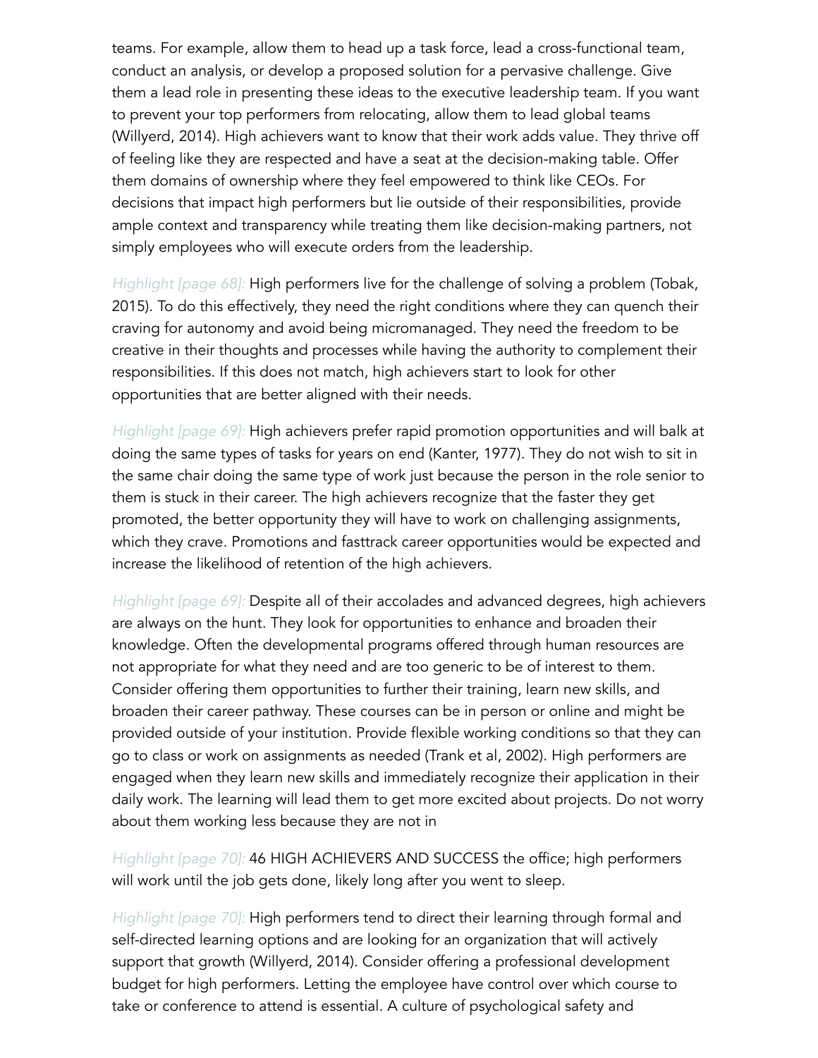teams. For example, allow them to head up a task force, lead a cross-functional team, conduct an analysis, or develop a proposed solution for a pervasive challenge. Give them a lead role in presenting these ideas to the executive leadership team. If you want to prevent your top performers from relocating, allow them to lead global teams (Willyerd, 2014). High achievers want to know that their work adds value. They thrive off of feeling like they are respected and have a seat at the decision-making table. Offer them domains of ownership where they feel empowered to think like CEOs. For decisions that impact high performers but lie outside of their responsibilities, provide ample context and transparency while treating them like decision-making partners, not simply employees who will execute orders from the leadership.

*Highlight [page 68]:* High performers live for the challenge of solving a problem (Tobak, 2015). To do this effectively, they need the right conditions where they can quench their craving for autonomy and avoid being micromanaged. They need the freedom to be creative in their thoughts and processes while having the authority to complement their responsibilities. If this does not match, high achievers start to look for other opportunities that are better aligned with their needs.

*Highlight [page 69]:* High achievers prefer rapid promotion opportunities and will balk at doing the same types of tasks for years on end (Kanter, 1977). They do not wish to sit in the same chair doing the same type of work just because the person in the role senior to them is stuck in their career. The high achievers recognize that the faster they get promoted, the better opportunity they will have to work on challenging assignments, which they crave. Promotions and fasttrack career opportunities would be expected and increase the likelihood of retention of the high achievers.

*Highlight [page 69]:* Despite all of their accolades and advanced degrees, high achievers are always on the hunt. They look for opportunities to enhance and broaden their knowledge. Often the developmental programs offered through human resources are not appropriate for what they need and are too generic to be of interest to them. Consider offering them opportunities to further their training, learn new skills, and broaden their career pathway. These courses can be in person or online and might be provided outside of your institution. Provide flexible working conditions so that they can go to class or work on assignments as needed (Trank et al, 2002). High performers are engaged when they learn new skills and immediately recognize their application in their daily work. The learning will lead them to get more excited about projects. Do not worry about them working less because they are not in

*Highlight [page 70]:* 46 HIGH ACHIEVERS AND SUCCESS the office; high performers will work until the job gets done, likely long after you went to sleep.

*Highlight [page 70]:* High performers tend to direct their learning through formal and self-directed learning options and are looking for an organization that will actively support that growth (Willyerd, 2014). Consider offering a professional development budget for high performers. Letting the employee have control over which course to take or conference to attend is essential. A culture of psychological safety and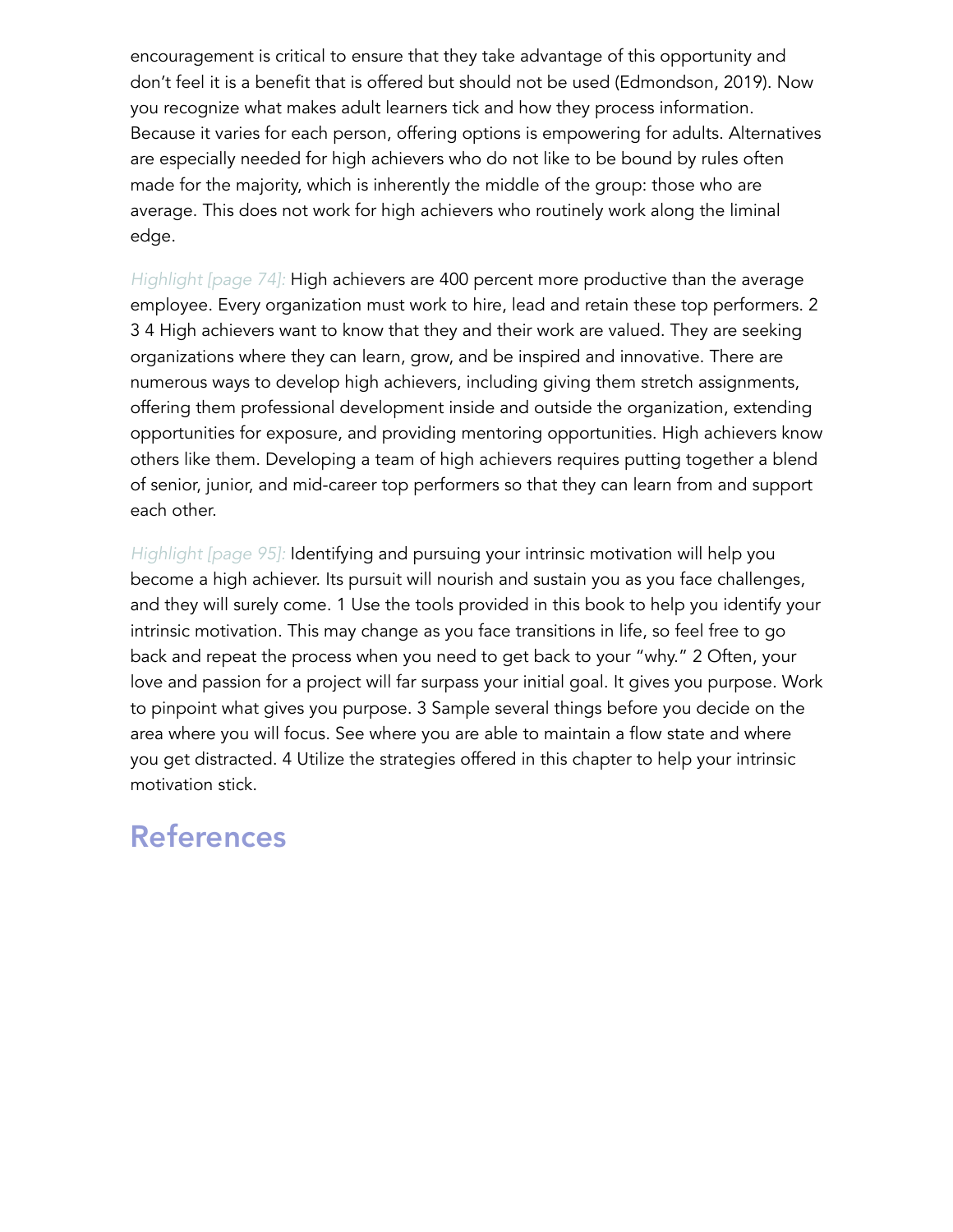encouragement is critical to ensure that they take advantage of this opportunity and don't feel it is a benefit that is offered but should not be used (Edmondson, 2019). Now you recognize what makes adult learners tick and how they process information. Because it varies for each person, offering options is empowering for adults. Alternatives are especially needed for high achievers who do not like to be bound by rules often made for the majority, which is inherently the middle of the group: those who are average. This does not work for high achievers who routinely work along the liminal edge.

*Highlight [page 74]:* High achievers are 400 percent more productive than the average employee. Every organization must work to hire, lead and retain these top performers. 2 3 4 High achievers want to know that they and their work are valued. They are seeking organizations where they can learn, grow, and be inspired and innovative. There are numerous ways to develop high achievers, including giving them stretch assignments, offering them professional development inside and outside the organization, extending opportunities for exposure, and providing mentoring opportunities. High achievers know others like them. Developing a team of high achievers requires putting together a blend of senior, junior, and mid-career top performers so that they can learn from and support each other.

*Highlight [page 95]:* Identifying and pursuing your intrinsic motivation will help you become a high achiever. Its pursuit will nourish and sustain you as you face challenges, and they will surely come. 1 Use the tools provided in this book to help you identify your intrinsic motivation. This may change as you face transitions in life, so feel free to go back and repeat the process when you need to get back to your "why." 2 Often, your love and passion for a project will far surpass your initial goal. It gives you purpose. Work to pinpoint what gives you purpose. 3 Sample several things before you decide on the area where you will focus. See where you are able to maintain a flow state and where you get distracted. 4 Utilize the strategies offered in this chapter to help your intrinsic motivation stick.

## References